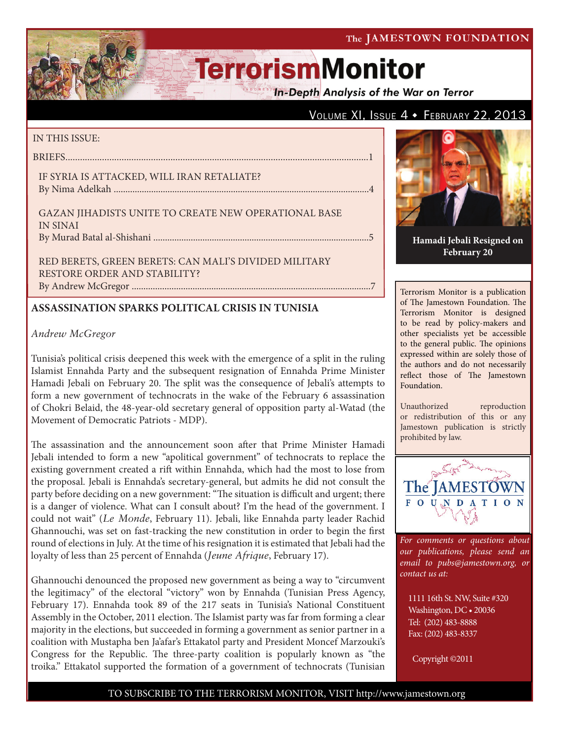The JAMESTOWN FOUNDATION

# TerrorismMonitor

*In-Depth Analysis of the War on Terror*

Volume XI, Issue 4 ♦ February 22, 2013

IN THIS ISSUE:

BRIEFS....................................................................................................................1

IF SYRIA IS ATTACKED, WILL IRAN RETALIATE?
By Nima Adelkah ....................................................................................................4

GAZAN JIHADISTS UNITE TO CREATE NEW OPERATIONAL BASE IN SINAI
By Murad Batal al-Shishani .....................................................................................5

RED BERETS, GREEN BERETS: CAN MALI'S DIVIDED MILITARY RESTORE ORDER AND STABILITY?
By Andrew McGregor ..............................................................................................7

**Hamadi Jebali Resigned on February 20**

Terrorism Monitor is a publication of The Jamestown Foundation. The Terrorism Monitor is designed to be read by policy-makers and other specialists yet be accessible to the general public. The opinions expressed within are solely those of the authors and do not necessarily reflect those of The Jamestown Foundation.

Unauthorized reproduction or redistribution of this or any Jamestown publication is strictly prohibited by law.

*For comments or questions about our publications, please send an email to pubs@jamestown.org, or contact us at:*

1111 16th St. NW, Suite #320
Washington, DC • 20036
Tel: (202) 483-8888
Fax: (202) 483-8337

Copyright ©2011

## ASSASSINATION SPARKS POLITICAL CRISIS IN TUNISIA

*Andrew McGregor*

Tunisia's political crisis deepened this week with the emergence of a split in the ruling Islamist Ennahda Party and the subsequent resignation of Ennahda Prime Minister Hamadi Jebali on February 20. The split was the consequence of Jebali's attempts to form a new government of technocrats in the wake of the February 6 assassination of Chokri Belaid, the 48-year-old secretary general of opposition party al-Watad (the Movement of Democratic Patriots - MDP).

The assassination and the announcement soon after that Prime Minister Hamadi Jebali intended to form a new "apolitical government" of technocrats to replace the existing government created a rift within Ennahda, which had the most to lose from the proposal. Jebali is Ennahda's secretary-general, but admits he did not consult the party before deciding on a new government: "The situation is difficult and urgent; there is a danger of violence. What can I consult about? I'm the head of the government. I could not wait" (*Le Monde*, February 11). Jebali, like Ennahda party leader Rachid Ghannouchi, was set on fast-tracking the new constitution in order to begin the first round of elections in July. At the time of his resignation it is estimated that Jebali had the loyalty of less than 25 percent of Ennahda (*Jeune Afrique*, February 17).

Ghannouchi denounced the proposed new government as being a way to "circumvent the legitimacy" of the electoral "victory" won by Ennahda (Tunisian Press Agency, February 17). Ennahda took 89 of the 217 seats in Tunisia's National Constituent Assembly in the October, 2011 election. The Islamist party was far from forming a clear majority in the elections, but succeeded in forming a government as senior partner in a coalition with Mustapha ben Ja'afar's Ettakatol party and President Moncef Marzouki's Congress for the Republic. The three-party coalition is popularly known as "the troika." Ettakatol supported the formation of a government of technocrats (Tunisian

TO SUBSCRIBE TO THE TERRORISM MONITOR, VISIT http://www.jamestown.org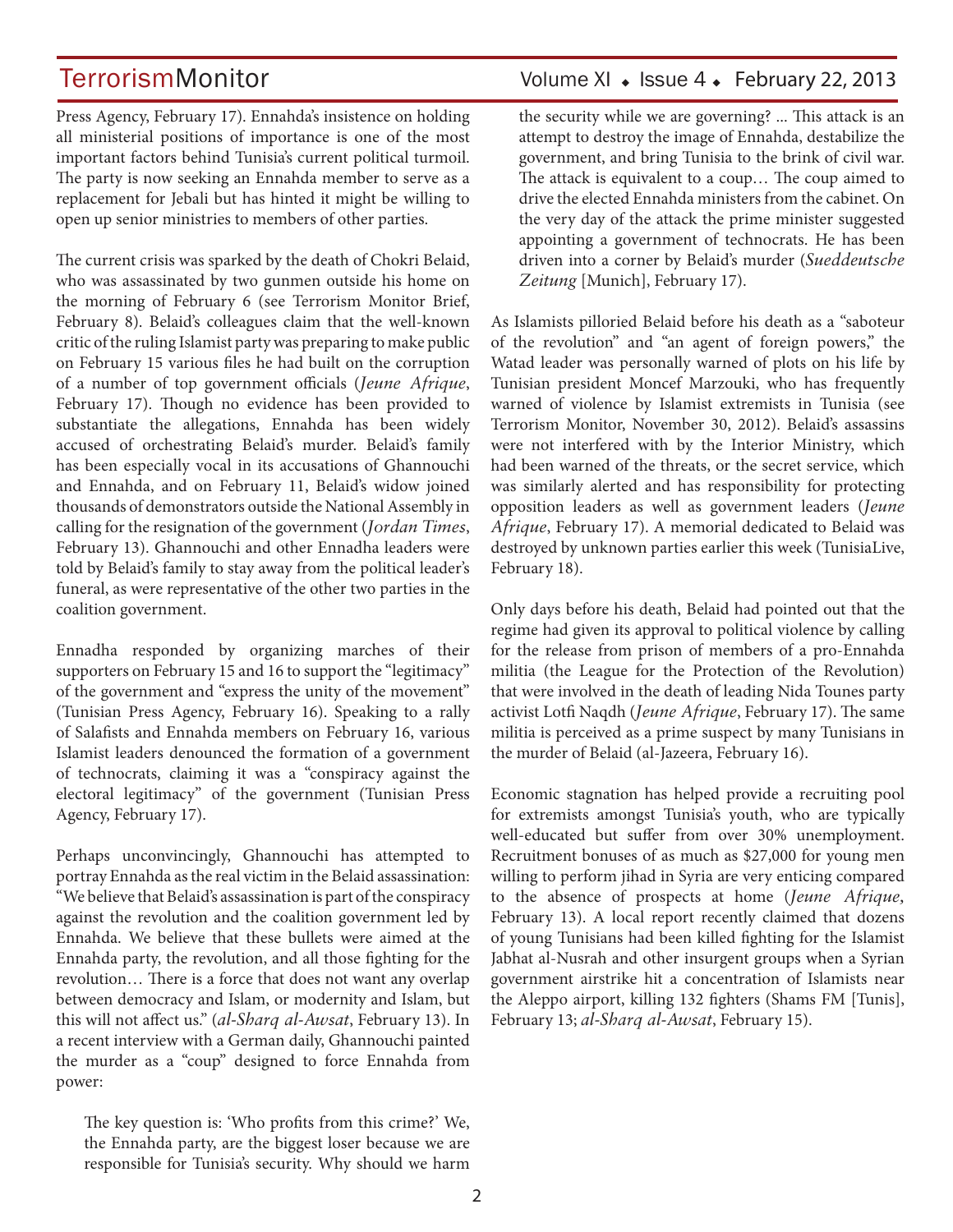Press Agency, February 17). Ennahda's insistence on holding all ministerial positions of importance is one of the most important factors behind Tunisia's current political turmoil. The party is now seeking an Ennahda member to serve as a replacement for Jebali but has hinted it might be willing to open up senior ministries to members of other parties.

The current crisis was sparked by the death of Chokri Belaid, who was assassinated by two gunmen outside his home on the morning of February 6 (see Terrorism Monitor Brief, February 8). Belaid's colleagues claim that the well-known critic of the ruling Islamist party was preparing to make public on February 15 various files he had built on the corruption of a number of top government officials (*Jeune Afrique*, February 17). Though no evidence has been provided to substantiate the allegations, Ennahda has been widely accused of orchestrating Belaid's murder. Belaid's family has been especially vocal in its accusations of Ghannouchi and Ennahda, and on February 11, Belaid's widow joined thousands of demonstrators outside the National Assembly in calling for the resignation of the government (*Jordan Times*, February 13). Ghannouchi and other Ennadha leaders were told by Belaid's family to stay away from the political leader's funeral, as were representative of the other two parties in the coalition government.

Ennadha responded by organizing marches of their supporters on February 15 and 16 to support the "legitimacy" of the government and "express the unity of the movement" (Tunisian Press Agency, February 16). Speaking to a rally of Salafists and Ennahda members on February 16, various Islamist leaders denounced the formation of a government of technocrats, claiming it was a "conspiracy against the electoral legitimacy" of the government (Tunisian Press Agency, February 17).

Perhaps unconvincingly, Ghannouchi has attempted to portray Ennahda as the real victim in the Belaid assassination: "We believe that Belaid's assassination is part of the conspiracy against the revolution and the coalition government led by Ennahda. We believe that these bullets were aimed at the Ennahda party, the revolution, and all those fighting for the revolution… There is a force that does not want any overlap between democracy and Islam, or modernity and Islam, but this will not affect us." (*al-Sharq al-Awsat*, February 13). In a recent interview with a German daily, Ghannouchi painted the murder as a "coup" designed to force Ennahda from power:

> The key question is: 'Who profits from this crime?' We, the Ennahda party, are the biggest loser because we are responsible for Tunisia's security. Why should we harm the security while we are governing? ... This attack is an attempt to destroy the image of Ennahda, destabilize the government, and bring Tunisia to the brink of civil war. The attack is equivalent to a coup… The coup aimed to drive the elected Ennahda ministers from the cabinet. On the very day of the attack the prime minister suggested appointing a government of technocrats. He has been driven into a corner by Belaid's murder (*Sueddeutsche Zeitung* [Munich], February 17).

As Islamists pilloried Belaid before his death as a "saboteur of the revolution" and "an agent of foreign powers," the Watad leader was personally warned of plots on his life by Tunisian president Moncef Marzouki, who has frequently warned of violence by Islamist extremists in Tunisia (see Terrorism Monitor, November 30, 2012). Belaid's assassins were not interfered with by the Interior Ministry, which had been warned of the threats, or the secret service, which was similarly alerted and has responsibility for protecting opposition leaders as well as government leaders (*Jeune Afrique*, February 17). A memorial dedicated to Belaid was destroyed by unknown parties earlier this week (TunisiaLive, February 18).

Only days before his death, Belaid had pointed out that the regime had given its approval to political violence by calling for the release from prison of members of a pro-Ennahda militia (the League for the Protection of the Revolution) that were involved in the death of leading Nida Tounes party activist Lotfi Naqdh (*Jeune Afrique*, February 17). The same militia is perceived as a prime suspect by many Tunisians in the murder of Belaid (al-Jazeera, February 16).

Economic stagnation has helped provide a recruiting pool for extremists amongst Tunisia's youth, who are typically well-educated but suffer from over 30% unemployment. Recruitment bonuses of as much as $27,000 for young men willing to perform jihad in Syria are very enticing compared to the absence of prospects at home (*Jeune Afrique*, February 13). A local report recently claimed that dozens of young Tunisians had been killed fighting for the Islamist Jabhat al-Nusrah and other insurgent groups when a Syrian government airstrike hit a concentration of Islamists near the Aleppo airport, killing 132 fighters (Shams FM [Tunis], February 13; *al-Sharq al-Awsat*, February 15).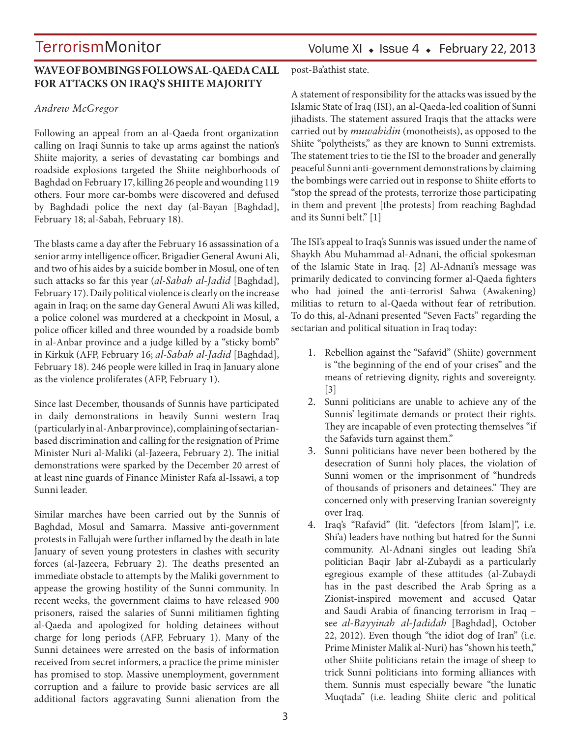## WAVE OF BOMBINGS FOLLOWS AL-QAEDA CALL FOR ATTACKS ON IRAQ'S SHIITE MAJORITY

*Andrew McGregor*

Following an appeal from an al-Qaeda front organization calling on Iraqi Sunnis to take up arms against the nation's Shiite majority, a series of devastating car bombings and roadside explosions targeted the Shiite neighborhoods of Baghdad on February 17, killing 26 people and wounding 119 others. Four more car-bombs were discovered and defused by Baghdadi police the next day (al-Bayan [Baghdad], February 18; al-Sabah, February 18).

The blasts came a day after the February 16 assassination of a senior army intelligence officer, Brigadier General Awuni Ali, and two of his aides by a suicide bomber in Mosul, one of ten such attacks so far this year (*al-Sabah al-Jadid* [Baghdad], February 17). Daily political violence is clearly on the increase again in Iraq; on the same day General Awuni Ali was killed, a police colonel was murdered at a checkpoint in Mosul, a police officer killed and three wounded by a roadside bomb in al-Anbar province and a judge killed by a "sticky bomb" in Kirkuk (AFP, February 16; *al-Sabah al-Jadid* [Baghdad], February 18). 246 people were killed in Iraq in January alone as the violence proliferates (AFP, February 1).

Since last December, thousands of Sunnis have participated in daily demonstrations in heavily Sunni western Iraq (particularly in al-Anbar province), complaining of sectarian-based discrimination and calling for the resignation of Prime Minister Nuri al-Maliki (al-Jazeera, February 2). The initial demonstrations were sparked by the December 20 arrest of at least nine guards of Finance Minister Rafa al-Issawi, a top Sunni leader.

Similar marches have been carried out by the Sunnis of Baghdad, Mosul and Samarra. Massive anti-government protests in Fallujah were further inflamed by the death in late January of seven young protesters in clashes with security forces (al-Jazeera, February 2). The deaths presented an immediate obstacle to attempts by the Maliki government to appease the growing hostility of the Sunni community. In recent weeks, the government claims to have released 900 prisoners, raised the salaries of Sunni militiamen fighting al-Qaeda and apologized for holding detainees without charge for long periods (AFP, February 1). Many of the Sunni detainees were arrested on the basis of information received from secret informers, a practice the prime minister has promised to stop. Massive unemployment, government corruption and a failure to provide basic services are all additional factors aggravating Sunni alienation from the post-Ba'athist state.

A statement of responsibility for the attacks was issued by the Islamic State of Iraq (ISI), an al-Qaeda-led coalition of Sunni jihadists. The statement assured Iraqis that the attacks were carried out by *muwahidin* (monotheists), as opposed to the Shiite "polytheists," as they are known to Sunni extremists. The statement tries to tie the ISI to the broader and generally peaceful Sunni anti-government demonstrations by claiming the bombings were carried out in response to Shiite efforts to "stop the spread of the protests, terrorize those participating in them and prevent [the protests] from reaching Baghdad and its Sunni belt." [1]

The ISI's appeal to Iraq's Sunnis was issued under the name of Shaykh Abu Muhammad al-Adnani, the official spokesman of the Islamic State in Iraq. [2] Al-Adnani's message was primarily dedicated to convincing former al-Qaeda fighters who had joined the anti-terrorist Sahwa (Awakening) militias to return to al-Qaeda without fear of retribution. To do this, al-Adnani presented "Seven Facts" regarding the sectarian and political situation in Iraq today:

1. Rebellion against the "Safavid" (Shiite) government is "the beginning of the end of your crises" and the means of retrieving dignity, rights and sovereignty. [3]
2. Sunni politicians are unable to achieve any of the Sunnis' legitimate demands or protect their rights. They are incapable of even protecting themselves "if the Safavids turn against them."
3. Sunni politicians have never been bothered by the desecration of Sunni holy places, the violation of Sunni women or the imprisonment of "hundreds of thousands of prisoners and detainees." They are concerned only with preserving Iranian sovereignty over Iraq.
4. Iraq's "Rafavid" (lit. "defectors [from Islam]", i.e. Shi'a) leaders have nothing but hatred for the Sunni community. Al-Adnani singles out leading Shi'a politician Baqir Jabr al-Zubaydi as a particularly egregious example of these attitudes (al-Zubaydi has in the past described the Arab Spring as a Zionist-inspired movement and accused Qatar and Saudi Arabia of financing terrorism in Iraq – see *al-Bayyinah al-Jadidah* [Baghdad], October 22, 2012). Even though "the idiot dog of Iran" (i.e. Prime Minister Malik al-Nuri) has "shown his teeth," other Shiite politicians retain the image of sheep to trick Sunni politicians into forming alliances with them. Sunnis must especially beware "the lunatic Muqtada" (i.e. leading Shiite cleric and political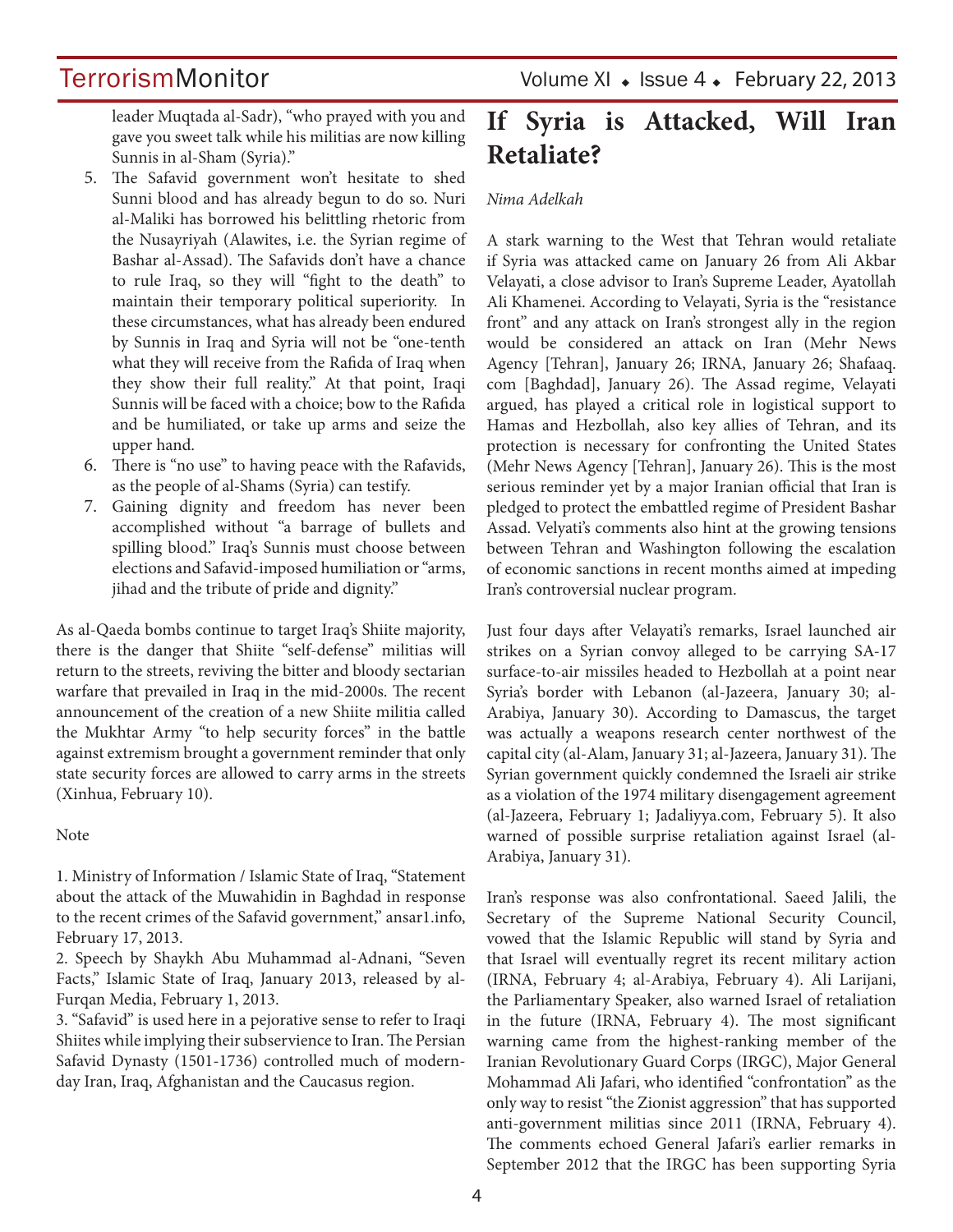leader Muqtada al-Sadr), "who prayed with you and gave you sweet talk while his militias are now killing Sunnis in al-Sham (Syria)."

5. The Safavid government won't hesitate to shed Sunni blood and has already begun to do so. Nuri al-Maliki has borrowed his belittling rhetoric from the Nusayriyah (Alawites, i.e. the Syrian regime of Bashar al-Assad). The Safavids don't have a chance to rule Iraq, so they will "fight to the death" to maintain their temporary political superiority. In these circumstances, what has already been endured by Sunnis in Iraq and Syria will not be "one-tenth what they will receive from the Rafida of Iraq when they show their full reality." At that point, Iraqi Sunnis will be faced with a choice; bow to the Rafida and be humiliated, or take up arms and seize the upper hand.
6. There is "no use" to having peace with the Rafavids, as the people of al-Shams (Syria) can testify.
7. Gaining dignity and freedom has never been accomplished without "a barrage of bullets and spilling blood." Iraq's Sunnis must choose between elections and Safavid-imposed humiliation or "arms, jihad and the tribute of pride and dignity."

As al-Qaeda bombs continue to target Iraq's Shiite majority, there is the danger that Shiite "self-defense" militias will return to the streets, reviving the bitter and bloody sectarian warfare that prevailed in Iraq in the mid-2000s. The recent announcement of the creation of a new Shiite militia called the Mukhtar Army "to help security forces" in the battle against extremism brought a government reminder that only state security forces are allowed to carry arms in the streets (Xinhua, February 10).

Note

1. Ministry of Information / Islamic State of Iraq, "Statement about the attack of the Muwahidin in Baghdad in response to the recent crimes of the Safavid government," ansar1.info, February 17, 2013.
2. Speech by Shaykh Abu Muhammad al-Adnani, "Seven Facts," Islamic State of Iraq, January 2013, released by al-Furqan Media, February 1, 2013.
3. "Safavid" is used here in a pejorative sense to refer to Iraqi Shiites while implying their subservience to Iran. The Persian Safavid Dynasty (1501-1736) controlled much of modern-day Iran, Iraq, Afghanistan and the Caucasus region.

# If Syria is Attacked, Will Iran Retaliate?

*Nima Adelkah*

A stark warning to the West that Tehran would retaliate if Syria was attacked came on January 26 from Ali Akbar Velayati, a close advisor to Iran's Supreme Leader, Ayatollah Ali Khamenei. According to Velayati, Syria is the "resistance front" and any attack on Iran's strongest ally in the region would be considered an attack on Iran (Mehr News Agency [Tehran], January 26; IRNA, January 26; Shafaaq.com [Baghdad], January 26). The Assad regime, Velayati argued, has played a critical role in logistical support to Hamas and Hezbollah, also key allies of Tehran, and its protection is necessary for confronting the United States (Mehr News Agency [Tehran], January 26). This is the most serious reminder yet by a major Iranian official that Iran is pledged to protect the embattled regime of President Bashar Assad. Velyati's comments also hint at the growing tensions between Tehran and Washington following the escalation of economic sanctions in recent months aimed at impeding Iran's controversial nuclear program.

Just four days after Velayati's remarks, Israel launched air strikes on a Syrian convoy alleged to be carrying SA-17 surface-to-air missiles headed to Hezbollah at a point near Syria's border with Lebanon (al-Jazeera, January 30; al-Arabiya, January 30). According to Damascus, the target was actually a weapons research center northwest of the capital city (al-Alam, January 31; al-Jazeera, January 31). The Syrian government quickly condemned the Israeli air strike as a violation of the 1974 military disengagement agreement (al-Jazeera, February 1; Jadaliyya.com, February 5). It also warned of possible surprise retaliation against Israel (al-Arabiya, January 31).

Iran's response was also confrontational. Saeed Jalili, the Secretary of the Supreme National Security Council, vowed that the Islamic Republic will stand by Syria and that Israel will eventually regret its recent military action (IRNA, February 4; al-Arabiya, February 4). Ali Larijani, the Parliamentary Speaker, also warned Israel of retaliation in the future (IRNA, February 4). The most significant warning came from the highest-ranking member of the Iranian Revolutionary Guard Corps (IRGC), Major General Mohammad Ali Jafari, who identified "confrontation" as the only way to resist "the Zionist aggression" that has supported anti-government militias since 2011 (IRNA, February 4). The comments echoed General Jafari's earlier remarks in September 2012 that the IRGC has been supporting Syria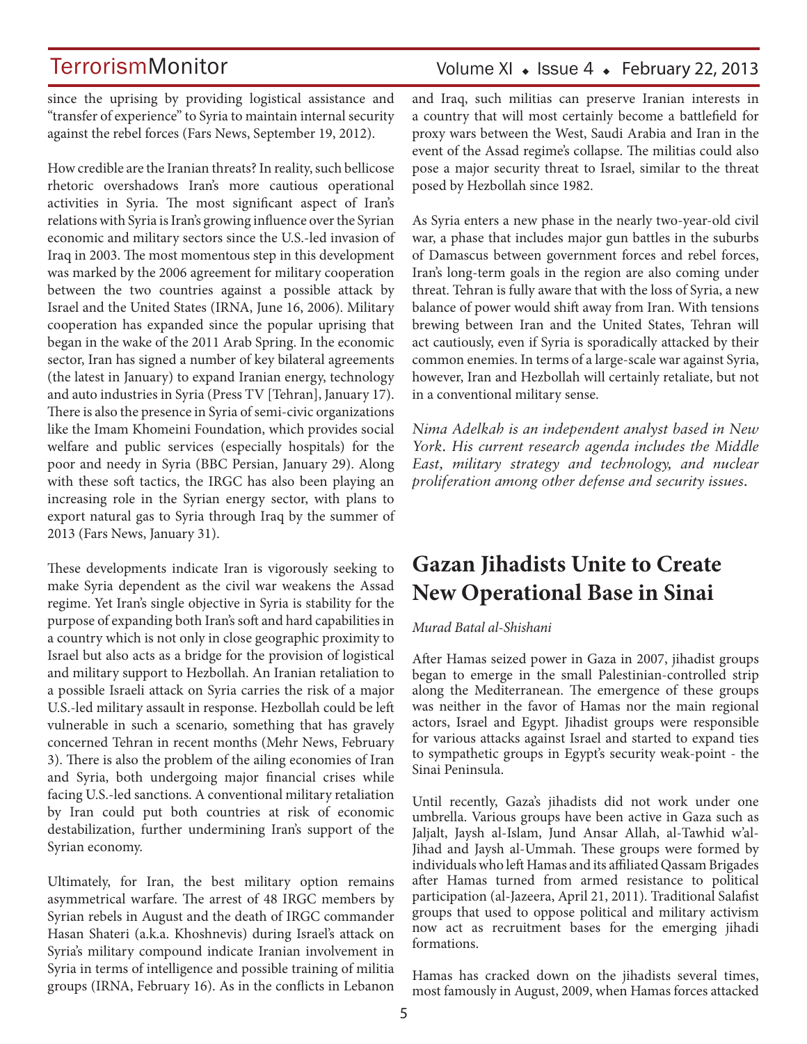since the uprising by providing logistical assistance and "transfer of experience" to Syria to maintain internal security against the rebel forces (Fars News, September 19, 2012).

How credible are the Iranian threats? In reality, such bellicose rhetoric overshadows Iran's more cautious operational activities in Syria. The most significant aspect of Iran's relations with Syria is Iran's growing influence over the Syrian economic and military sectors since the U.S.-led invasion of Iraq in 2003. The most momentous step in this development was marked by the 2006 agreement for military cooperation between the two countries against a possible attack by Israel and the United States (IRNA, June 16, 2006). Military cooperation has expanded since the popular uprising that began in the wake of the 2011 Arab Spring. In the economic sector, Iran has signed a number of key bilateral agreements (the latest in January) to expand Iranian energy, technology and auto industries in Syria (Press TV [Tehran], January 17). There is also the presence in Syria of semi-civic organizations like the Imam Khomeini Foundation, which provides social welfare and public services (especially hospitals) for the poor and needy in Syria (BBC Persian, January 29). Along with these soft tactics, the IRGC has also been playing an increasing role in the Syrian energy sector, with plans to export natural gas to Syria through Iraq by the summer of 2013 (Fars News, January 31).

These developments indicate Iran is vigorously seeking to make Syria dependent as the civil war weakens the Assad regime. Yet Iran's single objective in Syria is stability for the purpose of expanding both Iran's soft and hard capabilities in a country which is not only in close geographic proximity to Israel but also acts as a bridge for the provision of logistical and military support to Hezbollah. An Iranian retaliation to a possible Israeli attack on Syria carries the risk of a major U.S.-led military assault in response. Hezbollah could be left vulnerable in such a scenario, something that has gravely concerned Tehran in recent months (Mehr News, February 3). There is also the problem of the ailing economies of Iran and Syria, both undergoing major financial crises while facing U.S.-led sanctions. A conventional military retaliation by Iran could put both countries at risk of economic destabilization, further undermining Iran's support of the Syrian economy.

Ultimately, for Iran, the best military option remains asymmetrical warfare. The arrest of 48 IRGC members by Syrian rebels in August and the death of IRGC commander Hasan Shateri (a.k.a. Khoshnevis) during Israel's attack on Syria's military compound indicate Iranian involvement in Syria in terms of intelligence and possible training of militia groups (IRNA, February 16). As in the conflicts in Lebanon and Iraq, such militias can preserve Iranian interests in a country that will most certainly become a battlefield for proxy wars between the West, Saudi Arabia and Iran in the event of the Assad regime's collapse. The militias could also pose a major security threat to Israel, similar to the threat posed by Hezbollah since 1982.

As Syria enters a new phase in the nearly two-year-old civil war, a phase that includes major gun battles in the suburbs of Damascus between government forces and rebel forces, Iran's long-term goals in the region are also coming under threat. Tehran is fully aware that with the loss of Syria, a new balance of power would shift away from Iran. With tensions brewing between Iran and the United States, Tehran will act cautiously, even if Syria is sporadically attacked by their common enemies. In terms of a large-scale war against Syria, however, Iran and Hezbollah will certainly retaliate, but not in a conventional military sense.

*Nima Adelkah is an independent analyst based in New York. His current research agenda includes the Middle East, military strategy and technology, and nuclear proliferation among other defense and security issues.*

## Gazan Jihadists Unite to Create New Operational Base in Sinai

*Murad Batal al-Shishani*

After Hamas seized power in Gaza in 2007, jihadist groups began to emerge in the small Palestinian-controlled strip along the Mediterranean. The emergence of these groups was neither in the favor of Hamas nor the main regional actors, Israel and Egypt. Jihadist groups were responsible for various attacks against Israel and started to expand ties to sympathetic groups in Egypt's security weak-point - the Sinai Peninsula.

Until recently, Gaza's jihadists did not work under one umbrella. Various groups have been active in Gaza such as Jaljalt, Jaysh al-Islam, Jund Ansar Allah, al-Tawhid w'al-Jihad and Jaysh al-Ummah. These groups were formed by individuals who left Hamas and its affiliated Qassam Brigades after Hamas turned from armed resistance to political participation (al-Jazeera, April 21, 2011). Traditional Salafist groups that used to oppose political and military activism now act as recruitment bases for the emerging jihadi formations.

Hamas has cracked down on the jihadists several times, most famously in August, 2009, when Hamas forces attacked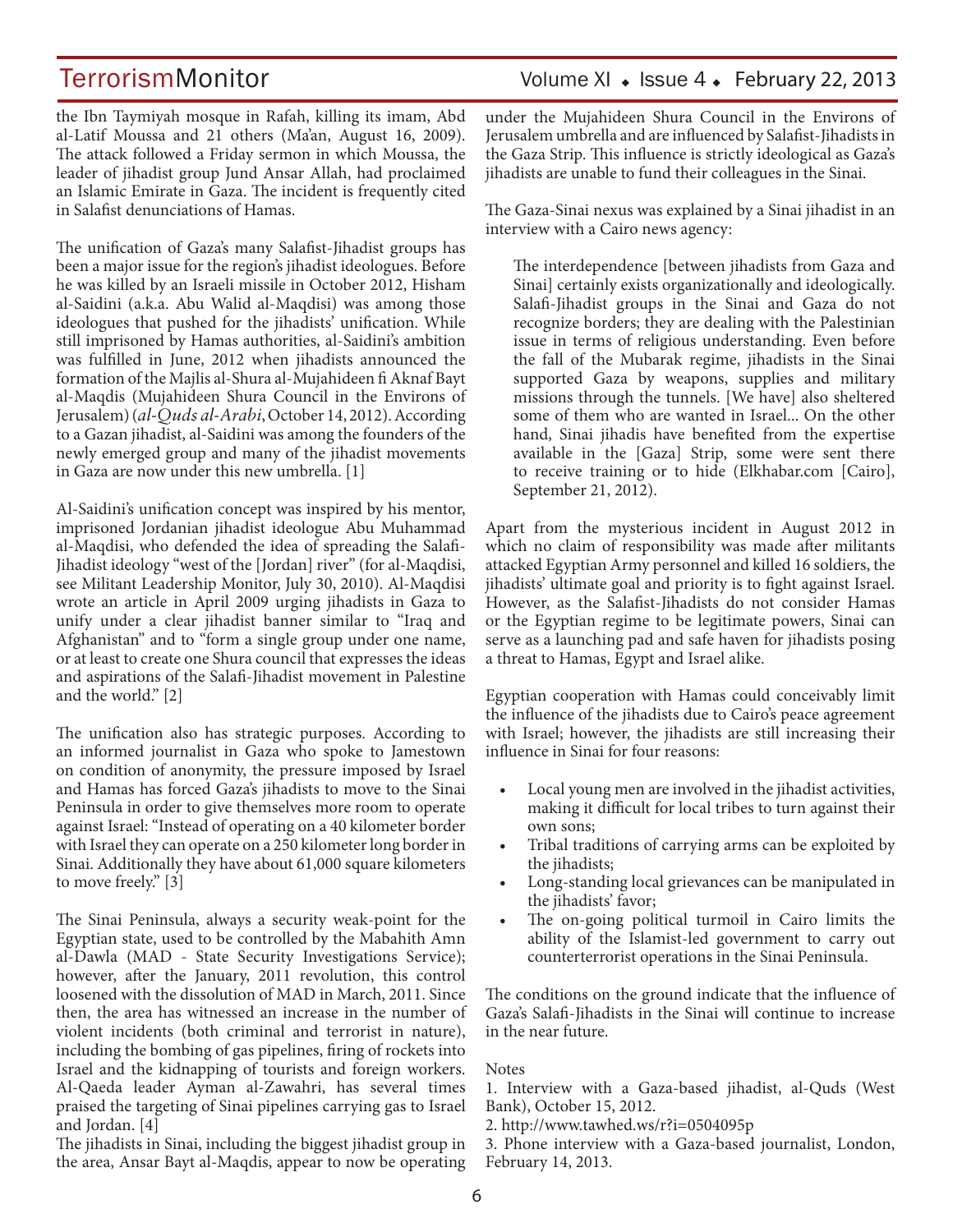the Ibn Taymiyah mosque in Rafah, killing its imam, Abd al-Latif Moussa and 21 others (Ma'an, August 16, 2009). The attack followed a Friday sermon in which Moussa, the leader of jihadist group Jund Ansar Allah, had proclaimed an Islamic Emirate in Gaza. The incident is frequently cited in Salafist denunciations of Hamas.

The unification of Gaza's many Salafist-Jihadist groups has been a major issue for the region's jihadist ideologues. Before he was killed by an Israeli missile in October 2012, Hisham al-Saidini (a.k.a. Abu Walid al-Maqdisi) was among those ideologues that pushed for the jihadists' unification. While still imprisoned by Hamas authorities, al-Saidini's ambition was fulfilled in June, 2012 when jihadists announced the formation of the Majlis al-Shura al-Mujahideen fi Aknaf Bayt al-Maqdis (Mujahideen Shura Council in the Environs of Jerusalem) (*al-Quds al-Arabi*, October 14, 2012). According to a Gazan jihadist, al-Saidini was among the founders of the newly emerged group and many of the jihadist movements in Gaza are now under this new umbrella. [1]

Al-Saidini's unification concept was inspired by his mentor, imprisoned Jordanian jihadist ideologue Abu Muhammad al-Maqdisi, who defended the idea of spreading the Salafi-Jihadist ideology "west of the [Jordan] river" (for al-Maqdisi, see Militant Leadership Monitor, July 30, 2010). Al-Maqdisi wrote an article in April 2009 urging jihadists in Gaza to unify under a clear jihadist banner similar to "Iraq and Afghanistan" and to "form a single group under one name, or at least to create one Shura council that expresses the ideas and aspirations of the Salafi-Jihadist movement in Palestine and the world." [2]

The unification also has strategic purposes. According to an informed journalist in Gaza who spoke to Jamestown on condition of anonymity, the pressure imposed by Israel and Hamas has forced Gaza's jihadists to move to the Sinai Peninsula in order to give themselves more room to operate against Israel: "Instead of operating on a 40 kilometer border with Israel they can operate on a 250 kilometer long border in Sinai. Additionally they have about 61,000 square kilometers to move freely." [3]

The Sinai Peninsula, always a security weak-point for the Egyptian state, used to be controlled by the Mabahith Amn al-Dawla (MAD - State Security Investigations Service); however, after the January, 2011 revolution, this control loosened with the dissolution of MAD in March, 2011. Since then, the area has witnessed an increase in the number of violent incidents (both criminal and terrorist in nature), including the bombing of gas pipelines, firing of rockets into Israel and the kidnapping of tourists and foreign workers. Al-Qaeda leader Ayman al-Zawahri, has several times praised the targeting of Sinai pipelines carrying gas to Israel and Jordan. [4]

The jihadists in Sinai, including the biggest jihadist group in the area, Ansar Bayt al-Maqdis, appear to now be operating under the Mujahideen Shura Council in the Environs of Jerusalem umbrella and are influenced by Salafist-Jihadists in the Gaza Strip. This influence is strictly ideological as Gaza's jihadists are unable to fund their colleagues in the Sinai.

The Gaza-Sinai nexus was explained by a Sinai jihadist in an interview with a Cairo news agency:

> The interdependence [between jihadists from Gaza and Sinai] certainly exists organizationally and ideologically. Salafi-Jihadist groups in the Sinai and Gaza do not recognize borders; they are dealing with the Palestinian issue in terms of religious understanding. Even before the fall of the Mubarak regime, jihadists in the Sinai supported Gaza by weapons, supplies and military missions through the tunnels. [We have] also sheltered some of them who are wanted in Israel... On the other hand, Sinai jihadis have benefited from the expertise available in the [Gaza] Strip, some were sent there to receive training or to hide (Elkhabar.com [Cairo], September 21, 2012).

Apart from the mysterious incident in August 2012 in which no claim of responsibility was made after militants attacked Egyptian Army personnel and killed 16 soldiers, the jihadists' ultimate goal and priority is to fight against Israel. However, as the Salafist-Jihadists do not consider Hamas or the Egyptian regime to be legitimate powers, Sinai can serve as a launching pad and safe haven for jihadists posing a threat to Hamas, Egypt and Israel alike.

Egyptian cooperation with Hamas could conceivably limit the influence of the jihadists due to Cairo's peace agreement with Israel; however, the jihadists are still increasing their influence in Sinai for four reasons:

- Local young men are involved in the jihadist activities, making it difficult for local tribes to turn against their own sons;
- Tribal traditions of carrying arms can be exploited by the jihadists;
- Long-standing local grievances can be manipulated in the jihadists' favor;
- The on-going political turmoil in Cairo limits the ability of the Islamist-led government to carry out counterterrorist operations in the Sinai Peninsula.

The conditions on the ground indicate that the influence of Gaza's Salafi-Jihadists in the Sinai will continue to increase in the near future.

Notes

1. Interview with a Gaza-based jihadist, al-Quds (West Bank), October 15, 2012.
2. http://www.tawhed.ws/r?i=0504095p
3. Phone interview with a Gaza-based journalist, London, February 14, 2013.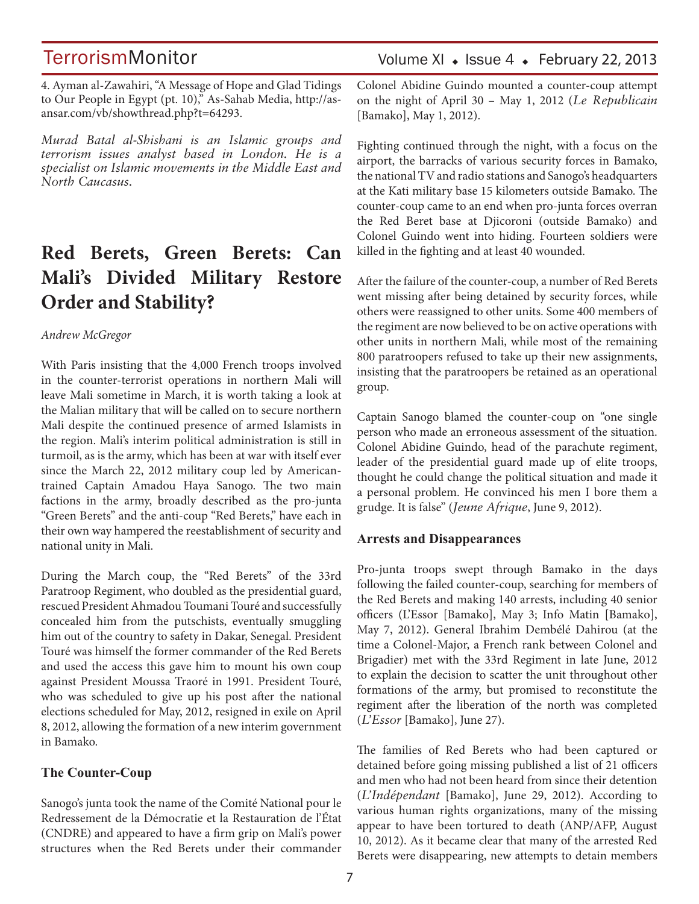4. Ayman al-Zawahiri, "A Message of Hope and Glad Tidings to Our People in Egypt (pt. 10)," As-Sahab Media, http://as-ansar.com/vb/showthread.php?t=64293.

*Murad Batal al-Shishani is an Islamic groups and terrorism issues analyst based in London. He is a specialist on Islamic movements in the Middle East and North Caucasus.*

# Red Berets, Green Berets: Can Mali's Divided Military Restore Order and Stability?

*Andrew McGregor*

With Paris insisting that the 4,000 French troops involved in the counter-terrorist operations in northern Mali will leave Mali sometime in March, it is worth taking a look at the Malian military that will be called on to secure northern Mali despite the continued presence of armed Islamists in the region. Mali's interim political administration is still in turmoil, as is the army, which has been at war with itself ever since the March 22, 2012 military coup led by American-trained Captain Amadou Haya Sanogo. The two main factions in the army, broadly described as the pro-junta "Green Berets" and the anti-coup "Red Berets," have each in their own way hampered the reestablishment of security and national unity in Mali.

During the March coup, the "Red Berets" of the 33rd Paratroop Regiment, who doubled as the presidential guard, rescued President Ahmadou Toumani Touré and successfully concealed him from the putschists, eventually smuggling him out of the country to safety in Dakar, Senegal. President Touré was himself the former commander of the Red Berets and used the access this gave him to mount his own coup against President Moussa Traoré in 1991. President Touré, who was scheduled to give up his post after the national elections scheduled for May, 2012, resigned in exile on April 8, 2012, allowing the formation of a new interim government in Bamako.

## The Counter-Coup

Sanogo's junta took the name of the Comité National pour le Redressement de la Démocratie et la Restauration de l'État (CNDRE) and appeared to have a firm grip on Mali's power structures when the Red Berets under their commander Colonel Abidine Guindo mounted a counter-coup attempt on the night of April 30 – May 1, 2012 (*Le Republicain* [Bamako], May 1, 2012).

Fighting continued through the night, with a focus on the airport, the barracks of various security forces in Bamako, the national TV and radio stations and Sanogo's headquarters at the Kati military base 15 kilometers outside Bamako. The counter-coup came to an end when pro-junta forces overran the Red Beret base at Djicoroni (outside Bamako) and Colonel Guindo went into hiding. Fourteen soldiers were killed in the fighting and at least 40 wounded.

After the failure of the counter-coup, a number of Red Berets went missing after being detained by security forces, while others were reassigned to other units. Some 400 members of the regiment are now believed to be on active operations with other units in northern Mali, while most of the remaining 800 paratroopers refused to take up their new assignments, insisting that the paratroopers be retained as an operational group.

Captain Sanogo blamed the counter-coup on "one single person who made an erroneous assessment of the situation. Colonel Abidine Guindo, head of the parachute regiment, leader of the presidential guard made up of elite troops, thought he could change the political situation and made it a personal problem. He convinced his men I bore them a grudge. It is false" (*Jeune Afrique*, June 9, 2012).

## Arrests and Disappearances

Pro-junta troops swept through Bamako in the days following the failed counter-coup, searching for members of the Red Berets and making 140 arrests, including 40 senior officers (L'Essor [Bamako], May 3; Info Matin [Bamako], May 7, 2012). General Ibrahim Dembélé Dahirou (at the time a Colonel-Major, a French rank between Colonel and Brigadier) met with the 33rd Regiment in late June, 2012 to explain the decision to scatter the unit throughout other formations of the army, but promised to reconstitute the regiment after the liberation of the north was completed (*L'Essor* [Bamako], June 27).

The families of Red Berets who had been captured or detained before going missing published a list of 21 officers and men who had not been heard from since their detention (*L'Indépendant* [Bamako], June 29, 2012). According to various human rights organizations, many of the missing appear to have been tortured to death (ANP/AFP, August 10, 2012). As it became clear that many of the arrested Red Berets were disappearing, new attempts to detain members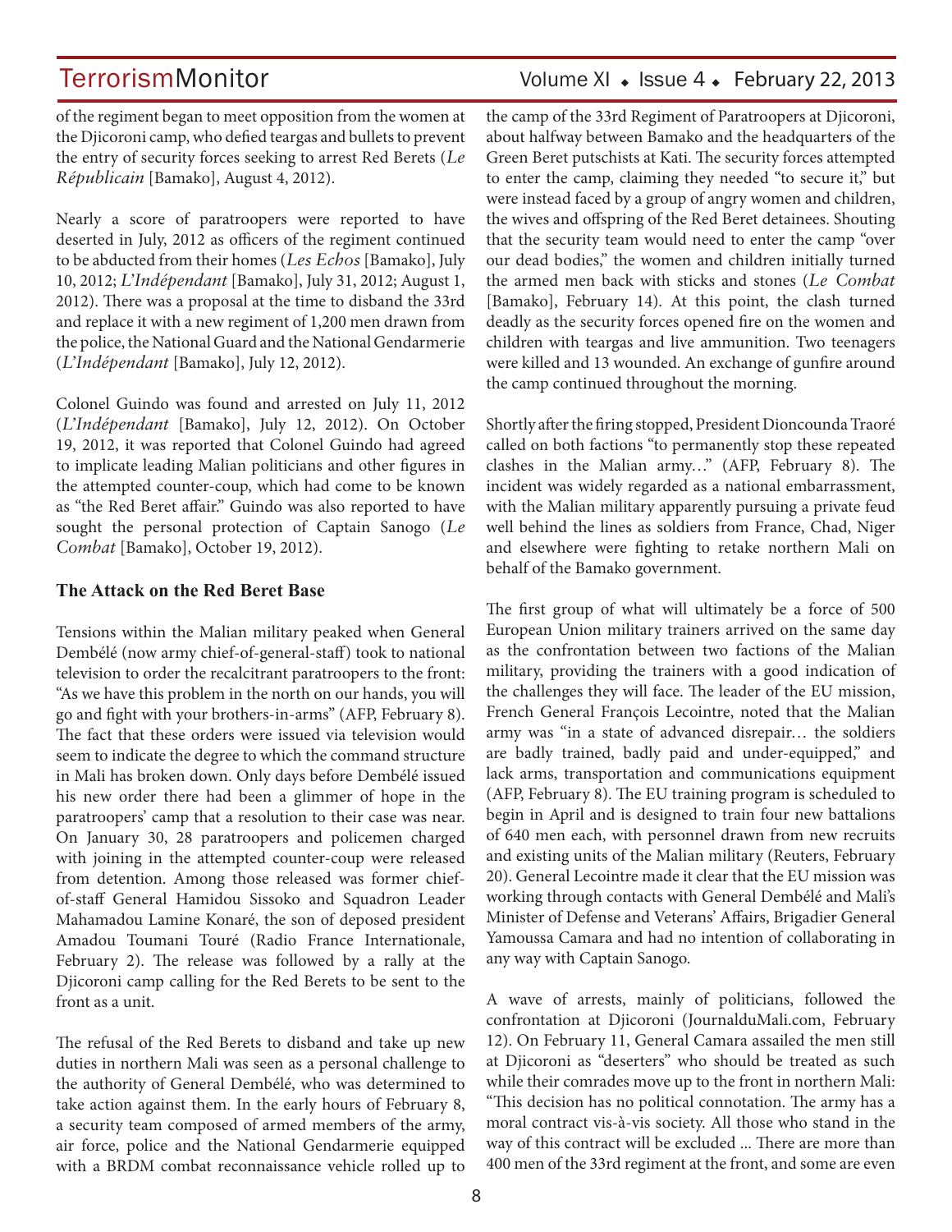of the regiment began to meet opposition from the women at the Djicoroni camp, who defied teargas and bullets to prevent the entry of security forces seeking to arrest Red Berets (*Le Républicain* [Bamako], August 4, 2012).

Nearly a score of paratroopers were reported to have deserted in July, 2012 as officers of the regiment continued to be abducted from their homes (*Les Echos* [Bamako], July 10, 2012; *L'Indépendant* [Bamako], July 31, 2012; August 1, 2012). There was a proposal at the time to disband the 33rd and replace it with a new regiment of 1,200 men drawn from the police, the National Guard and the National Gendarmerie (*L'Indépendant* [Bamako], July 12, 2012).

Colonel Guindo was found and arrested on July 11, 2012 (*L'Indépendant* [Bamako], July 12, 2012). On October 19, 2012, it was reported that Colonel Guindo had agreed to implicate leading Malian politicians and other figures in the attempted counter-coup, which had come to be known as "the Red Beret affair." Guindo was also reported to have sought the personal protection of Captain Sanogo (*Le Combat* [Bamako], October 19, 2012).

**The Attack on the Red Beret Base**

Tensions within the Malian military peaked when General Dembélé (now army chief-of-general-staff) took to national television to order the recalcitrant paratroopers to the front: "As we have this problem in the north on our hands, you will go and fight with your brothers-in-arms" (AFP, February 8). The fact that these orders were issued via television would seem to indicate the degree to which the command structure in Mali has broken down. Only days before Dembélé issued his new order there had been a glimmer of hope in the paratroopers' camp that a resolution to their case was near. On January 30, 28 paratroopers and policemen charged with joining in the attempted counter-coup were released from detention. Among those released was former chief-of-staff General Hamidou Sissoko and Squadron Leader Mahamadou Lamine Konaré, the son of deposed president Amadou Toumani Touré (Radio France Internationale, February 2). The release was followed by a rally at the Djicoroni camp calling for the Red Berets to be sent to the front as a unit.

The refusal of the Red Berets to disband and take up new duties in northern Mali was seen as a personal challenge to the authority of General Dembélé, who was determined to take action against them. In the early hours of February 8, a security team composed of armed members of the army, air force, police and the National Gendarmerie equipped with a BRDM combat reconnaissance vehicle rolled up to the camp of the 33rd Regiment of Paratroopers at Djicoroni, about halfway between Bamako and the headquarters of the Green Beret putschists at Kati. The security forces attempted to enter the camp, claiming they needed "to secure it," but were instead faced by a group of angry women and children, the wives and offspring of the Red Beret detainees. Shouting that the security team would need to enter the camp "over our dead bodies," the women and children initially turned the armed men back with sticks and stones (*Le Combat* [Bamako], February 14). At this point, the clash turned deadly as the security forces opened fire on the women and children with teargas and live ammunition. Two teenagers were killed and 13 wounded. An exchange of gunfire around the camp continued throughout the morning.

Shortly after the firing stopped, President Dioncounda Traoré called on both factions "to permanently stop these repeated clashes in the Malian army…" (AFP, February 8). The incident was widely regarded as a national embarrassment, with the Malian military apparently pursuing a private feud well behind the lines as soldiers from France, Chad, Niger and elsewhere were fighting to retake northern Mali on behalf of the Bamako government.

The first group of what will ultimately be a force of 500 European Union military trainers arrived on the same day as the confrontation between two factions of the Malian military, providing the trainers with a good indication of the challenges they will face. The leader of the EU mission, French General François Lecointre, noted that the Malian army was "in a state of advanced disrepair… the soldiers are badly trained, badly paid and under-equipped," and lack arms, transportation and communications equipment (AFP, February 8). The EU training program is scheduled to begin in April and is designed to train four new battalions of 640 men each, with personnel drawn from new recruits and existing units of the Malian military (Reuters, February 20). General Lecointre made it clear that the EU mission was working through contacts with General Dembélé and Mali's Minister of Defense and Veterans' Affairs, Brigadier General Yamoussa Camara and had no intention of collaborating in any way with Captain Sanogo.

A wave of arrests, mainly of politicians, followed the confrontation at Djicoroni (JournalduMali.com, February 12). On February 11, General Camara assailed the men still at Djicoroni as "deserters" who should be treated as such while their comrades move up to the front in northern Mali: "This decision has no political connotation. The army has a moral contract vis-à-vis society. All those who stand in the way of this contract will be excluded ... There are more than 400 men of the 33rd regiment at the front, and some are even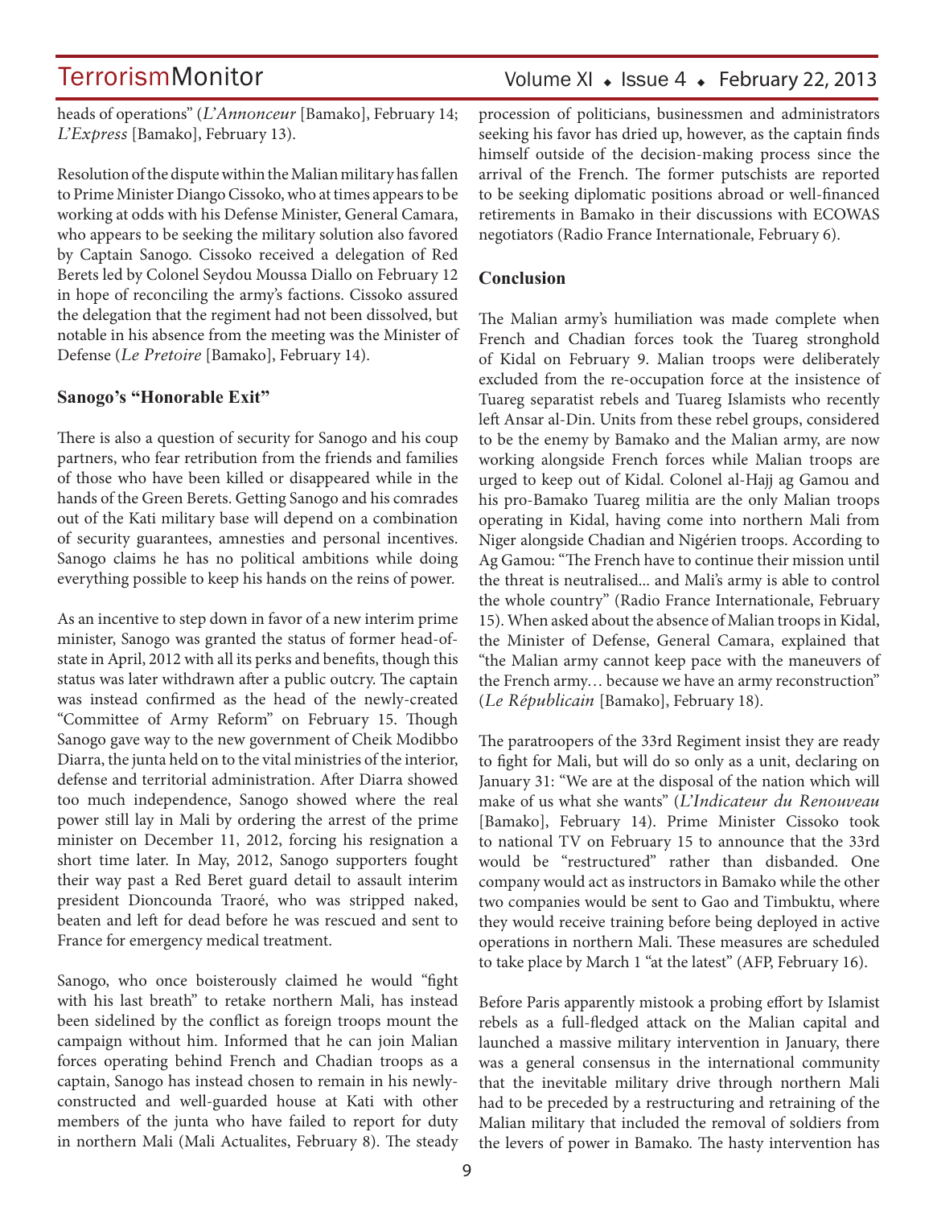heads of operations" (*L'Annonceur* [Bamako], February 14; *L'Express* [Bamako], February 13).

Resolution of the dispute within the Malian military has fallen to Prime Minister Diango Cissoko, who at times appears to be working at odds with his Defense Minister, General Camara, who appears to be seeking the military solution also favored by Captain Sanogo. Cissoko received a delegation of Red Berets led by Colonel Seydou Moussa Diallo on February 12 in hope of reconciling the army's factions. Cissoko assured the delegation that the regiment had not been dissolved, but notable in his absence from the meeting was the Minister of Defense (*Le Pretoire* [Bamako], February 14).

### Sanogo's "Honorable Exit"

There is also a question of security for Sanogo and his coup partners, who fear retribution from the friends and families of those who have been killed or disappeared while in the hands of the Green Berets. Getting Sanogo and his comrades out of the Kati military base will depend on a combination of security guarantees, amnesties and personal incentives. Sanogo claims he has no political ambitions while doing everything possible to keep his hands on the reins of power.

As an incentive to step down in favor of a new interim prime minister, Sanogo was granted the status of former head-of-state in April, 2012 with all its perks and benefits, though this status was later withdrawn after a public outcry. The captain was instead confirmed as the head of the newly-created "Committee of Army Reform" on February 15. Though Sanogo gave way to the new government of Cheik Modibbo Diarra, the junta held on to the vital ministries of the interior, defense and territorial administration. After Diarra showed too much independence, Sanogo showed where the real power still lay in Mali by ordering the arrest of the prime minister on December 11, 2012, forcing his resignation a short time later. In May, 2012, Sanogo supporters fought their way past a Red Beret guard detail to assault interim president Dioncounda Traoré, who was stripped naked, beaten and left for dead before he was rescued and sent to France for emergency medical treatment.

Sanogo, who once boisterously claimed he would "fight with his last breath" to retake northern Mali, has instead been sidelined by the conflict as foreign troops mount the campaign without him. Informed that he can join Malian forces operating behind French and Chadian troops as a captain, Sanogo has instead chosen to remain in his newly-constructed and well-guarded house at Kati with other members of the junta who have failed to report for duty in northern Mali (Mali Actualites, February 8). The steady procession of politicians, businessmen and administrators seeking his favor has dried up, however, as the captain finds himself outside of the decision-making process since the arrival of the French. The former putschists are reported to be seeking diplomatic positions abroad or well-financed retirements in Bamako in their discussions with ECOWAS negotiators (Radio France Internationale, February 6).

### Conclusion

The Malian army's humiliation was made complete when French and Chadian forces took the Tuareg stronghold of Kidal on February 9. Malian troops were deliberately excluded from the re-occupation force at the insistence of Tuareg separatist rebels and Tuareg Islamists who recently left Ansar al-Din. Units from these rebel groups, considered to be the enemy by Bamako and the Malian army, are now working alongside French forces while Malian troops are urged to keep out of Kidal. Colonel al-Hajj ag Gamou and his pro-Bamako Tuareg militia are the only Malian troops operating in Kidal, having come into northern Mali from Niger alongside Chadian and Nigérien troops. According to Ag Gamou: "The French have to continue their mission until the threat is neutralised... and Mali's army is able to control the whole country" (Radio France Internationale, February 15). When asked about the absence of Malian troops in Kidal, the Minister of Defense, General Camara, explained that "the Malian army cannot keep pace with the maneuvers of the French army… because we have an army reconstruction" (*Le Républicain* [Bamako], February 18).

The paratroopers of the 33rd Regiment insist they are ready to fight for Mali, but will do so only as a unit, declaring on January 31: "We are at the disposal of the nation which will make of us what she wants" (*L'Indicateur du Renouveau* [Bamako], February 14). Prime Minister Cissoko took to national TV on February 15 to announce that the 33rd would be "restructured" rather than disbanded. One company would act as instructors in Bamako while the other two companies would be sent to Gao and Timbuktu, where they would receive training before being deployed in active operations in northern Mali. These measures are scheduled to take place by March 1 "at the latest" (AFP, February 16).

Before Paris apparently mistook a probing effort by Islamist rebels as a full-fledged attack on the Malian capital and launched a massive military intervention in January, there was a general consensus in the international community that the inevitable military drive through northern Mali had to be preceded by a restructuring and retraining of the Malian military that included the removal of soldiers from the levers of power in Bamako. The hasty intervention has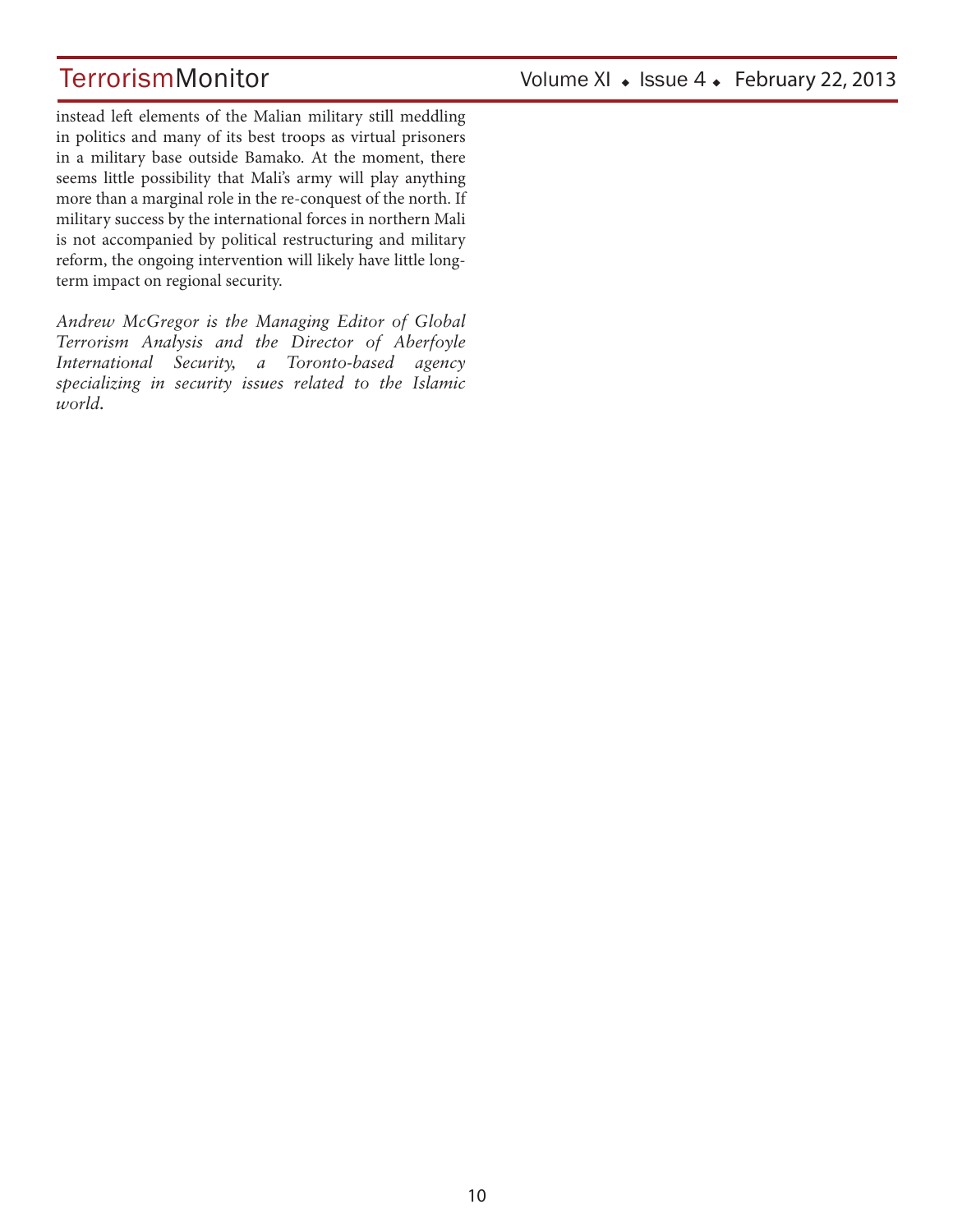instead left elements of the Malian military still meddling in politics and many of its best troops as virtual prisoners in a military base outside Bamako. At the moment, there seems little possibility that Mali's army will play anything more than a marginal role in the re-conquest of the north. If military success by the international forces in northern Mali is not accompanied by political restructuring and military reform, the ongoing intervention will likely have little long-term impact on regional security.

*Andrew McGregor is the Managing Editor of Global Terrorism Analysis and the Director of Aberfoyle International Security, a Toronto-based agency specializing in security issues related to the Islamic world.*